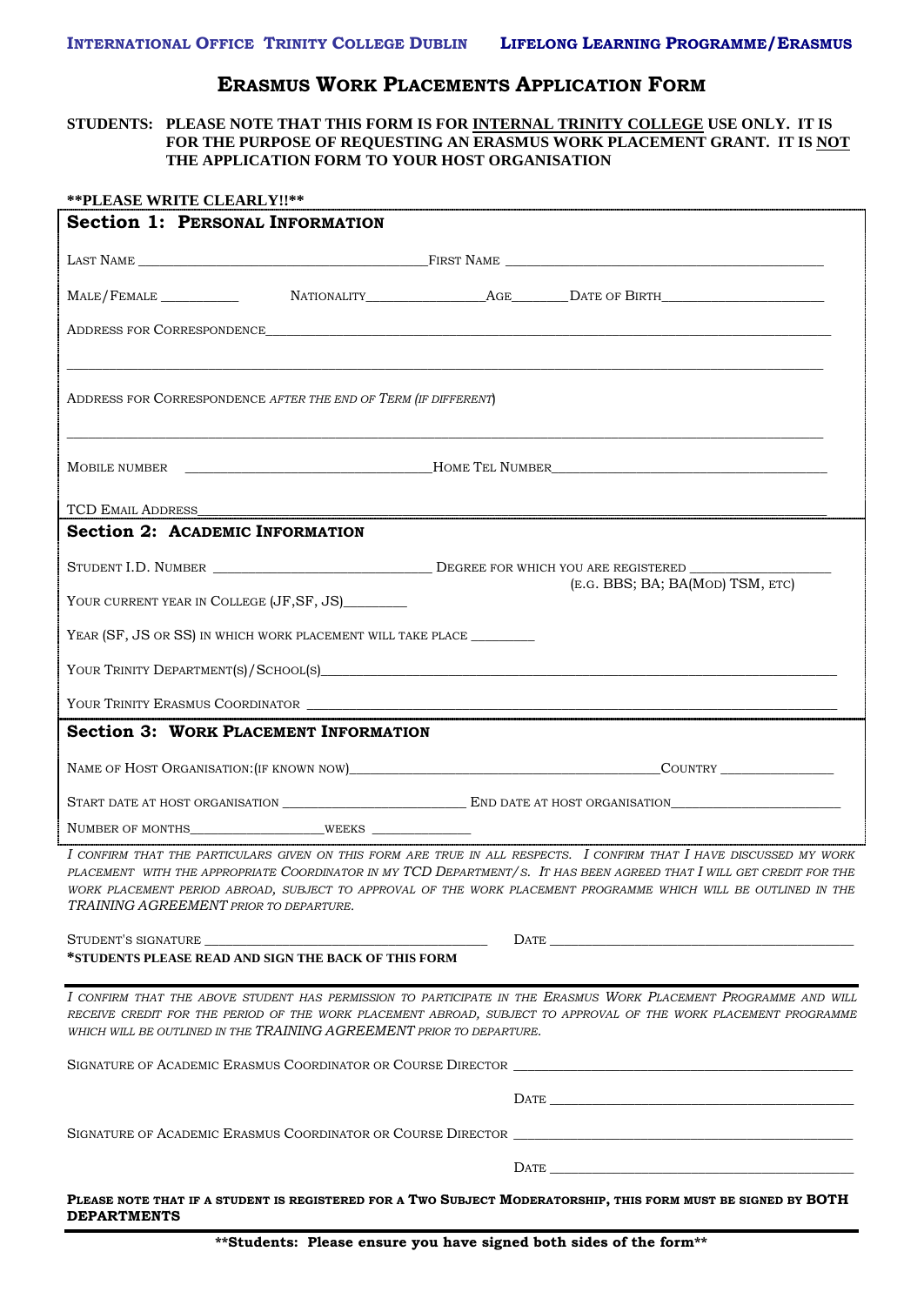**International Office Trinity College Dublin** **Lifelong Learning Programme/Erasmus**

# Erasmus Work Placements Application Form

**STUDENTS: PLEASE NOTE THAT THIS FORM IS FOR INTERNAL TRINITY COLLEGE USE ONLY. IT IS FOR THE PURPOSE OF REQUESTING AN ERASMUS WORK PLACEMENT GRANT. IT IS NOT THE APPLICATION FORM TO YOUR HOST ORGANISATION**

**\*\*PLEASE WRITE CLEARLY!!\*\***

## Section 1: Personal Information

Last Name ______________________________ First Name ______________________________

Male/Female __________ Nationality ______________ Age ________ Date of Birth ____________________

Address for Correspondence ________________________________________________________________

__________________________________________________________________________________________

Address for Correspondence *after the end of Term (if different)*

__________________________________________________________________________________________

Mobile number ______________________________ Home Tel Number ______________________________

TCD Email Address ________________________________________________________________________

## Section 2: Academic Information

Student I.D. Number ____________________________ Degree for which you are registered __________________
(e.g. BBS; BA; BA(Mod) TSM, etc)

Your current year in College (JF,SF, JS)________

Year (SF, JS or SS) in which work placement will take place ________

Your Trinity Department(s)/School(s)________________________________________________________

Your Trinity Erasmus Coordinator ___________________________________________________________

## Section 3: Work Placement Information

Name of Host Organisation:(if known now)______________________________________ Country _______________

Start date at host organisation ________________________ End date at host organisation ____________________

Number of months__________________ weeks ______________

*I confirm that the particulars given on this form are true in all respects. I confirm that I have discussed my work placement with the appropriate Coordinator in my TCD Department/s. It has been agreed that I will get credit for the work placement period abroad, subject to approval of the work placement programme which will be outlined in the TRAINING AGREEMENT prior to departure.*

Student's signature ____________________________________ Date ____________________________________

**\*Students please read and sign the back of this form**

*I confirm that the above student has permission to participate in the Erasmus Work Placement Programme and will receive credit for the period of the work placement abroad, subject to approval of the work placement programme which will be outlined in the TRAINING AGREEMENT prior to departure.*

Signature of Academic Erasmus Coordinator or Course Director ____________________________________________

Date ____________________________________

Signature of Academic Erasmus Coordinator or Course Director ____________________________________________

Date ____________________________________

**Please note that if a student is registered for a Two Subject Moderatorship, this form must be signed by BOTH DEPARTMENTS**

**\*\*Students: Please ensure you have signed both sides of the form\*\***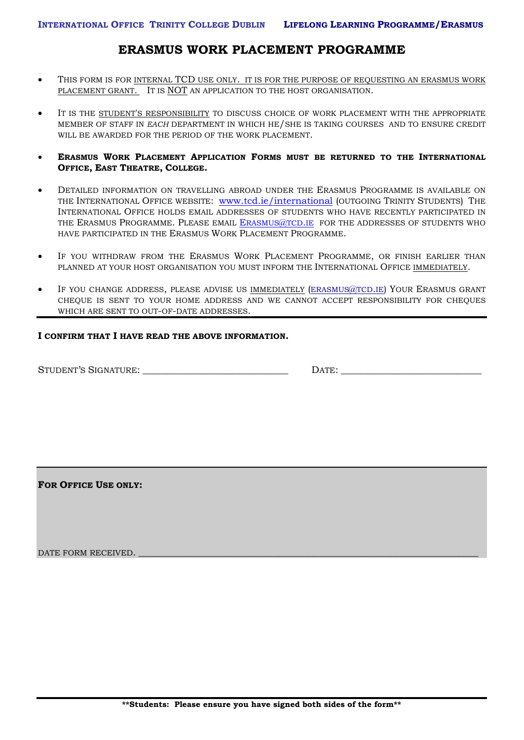# ERASMUS WORK PLACEMENT PROGRAMME

- THIS FORM IS FOR INTERNAL TCD USE ONLY. IT IS FOR THE PURPOSE OF REQUESTING AN ERASMUS WORK PLACEMENT GRANT. IT IS NOT AN APPLICATION TO THE HOST ORGANISATION.
- IT IS THE STUDENT'S RESPONSIBILITY TO DISCUSS CHOICE OF WORK PLACEMENT WITH THE APPROPRIATE MEMBER OF STAFF IN *EACH* DEPARTMENT IN WHICH HE/SHE IS TAKING COURSES AND TO ENSURE CREDIT WILL BE AWARDED FOR THE PERIOD OF THE WORK PLACEMENT.
- **ERASMUS WORK PLACEMENT APPLICATION FORMS MUST BE RETURNED TO THE INTERNATIONAL OFFICE, EAST THEATRE, COLLEGE.**
- DETAILED INFORMATION ON TRAVELLING ABROAD UNDER THE ERASMUS PROGRAMME IS AVAILABLE ON THE INTERNATIONAL OFFICE WEBSITE: www.tcd.ie/international (OUTGOING TRINITY STUDENTS) THE INTERNATIONAL OFFICE HOLDS EMAIL ADDRESSES OF STUDENTS WHO HAVE RECENTLY PARTICIPATED IN THE ERASMUS PROGRAMME. PLEASE EMAIL ERASMUS@TCD.IE FOR THE ADDRESSES OF STUDENTS WHO HAVE PARTICIPATED IN THE ERASMUS WORK PLACEMENT PROGRAMME.
- IF YOU WITHDRAW FROM THE ERASMUS WORK PLACEMENT PROGRAMME, OR FINISH EARLIER THAN PLANNED AT YOUR HOST ORGANISATION YOU MUST INFORM THE INTERNATIONAL OFFICE IMMEDIATELY.
- IF YOU CHANGE ADDRESS, PLEASE ADVISE US IMMEDIATELY (ERASMUS@TCD.IE) YOUR ERASMUS GRANT CHEQUE IS SENT TO YOUR HOME ADDRESS AND WE CANNOT ACCEPT RESPONSIBILITY FOR CHEQUES WHICH ARE SENT TO OUT-OF-DATE ADDRESSES.

**I CONFIRM THAT I HAVE READ THE ABOVE INFORMATION.**

STUDENT'S SIGNATURE: ______________________________ DATE: ______________________________

**FOR OFFICE USE ONLY:**

DATE FORM RECEIVED. ______________________________________________________________________

**\*\*Students: Please ensure you have signed both sides of the form\*\***